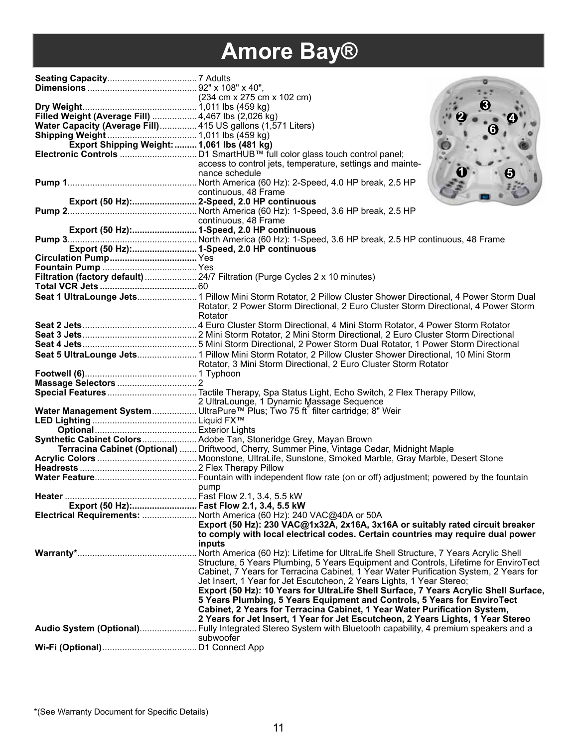# Amore Bay®

| | |
|---|---|
| **Seating Capacity** | 7 Adults |
| **Dimensions** | 92" x 108" x 40", (234 cm x 275 cm x 102 cm) |
| **Dry Weight** | 1,011 lbs (459 kg) |
| **Filled Weight (Average Fill)** | 4,467 lbs (2,026 kg) |
| **Water Capacity (Average Fill)** | 415 US gallons (1,571 Liters) |
| **Shipping Weight** | 1,011 lbs (459 kg) |
| **Export Shipping Weight:** | **1,061 lbs (481 kg)** |
| **Electronic Controls** | D1 SmartHUB™ full color glass touch control panel; access to control jets, temperature, settings and maintenance schedule |
| **Pump 1** | North America (60 Hz): 2-Speed, 4.0 HP break, 2.5 HP continuous, 48 Frame |
| **Export (50 Hz):** | **2-Speed, 2.0 HP continuous** |
| **Pump 2** | North America (60 Hz): 1-Speed, 3.6 HP break, 2.5 HP continuous, 48 Frame |
| **Export (50 Hz):** | **1-Speed, 2.0 HP continuous** |
| **Pump 3** | North America (60 Hz): 1-Speed, 3.6 HP break, 2.5 HP continuous, 48 Frame |
| **Export (50 Hz):** | **1-Speed, 2.0 HP continuous** |
| **Circulation Pump** | Yes |
| **Fountain Pump** | Yes |
| **Filtration (factory default)** | 24/7 Filtration (Purge Cycles 2 x 10 minutes) |
| **Total VCR Jets** | 60 |
| **Seat 1 UltraLounge Jets** | 1 Pillow Mini Storm Rotator, 2 Pillow Cluster Shower Directional, 4 Power Storm Dual Rotator, 2 Power Storm Directional, 2 Euro Cluster Storm Directional, 4 Power Storm Rotator |
| **Seat 2 Jets** | 4 Euro Cluster Storm Directional, 4 Mini Storm Rotator, 4 Power Storm Rotator |
| **Seat 3 Jets** | 2 Mini Storm Rotator, 2 Mini Storm Directional, 2 Euro Cluster Storm Directional |
| **Seat 4 Jets** | 5 Mini Storm Directional, 2 Power Storm Dual Rotator, 1 Power Storm Directional |
| **Seat 5 UltraLounge Jets** | 1 Pillow Mini Storm Rotator, 2 Pillow Cluster Shower Directional, 10 Mini Storm Rotator, 3 Mini Storm Directional, 2 Euro Cluster Storm Rotator |
| **Footwell (6)** | 1 Typhoon |
| **Massage Selectors** | 2 |
| **Special Features** | Tactile Therapy, Spa Status Light, Echo Switch, 2 Flex Therapy Pillow, 2 UltraLounge, 1 Dynamic Massage Sequence |
| **Water Management System** | UltraPure™ Plus; Two 75 $ft^2$ filter cartridge; 8" Weir |
| **LED Lighting** | Liquid FX™ |
| **Optional** | Exterior Lights |
| **Synthetic Cabinet Colors** | Adobe Tan, Stoneridge Grey, Mayan Brown |
| **Terracina Cabinet (Optional)** | Driftwood, Cherry, Summer Pine, Vintage Cedar, Midnight Maple |
| **Acrylic Colors** | Moonstone, UltraLife, Sunstone, Smoked Marble, Gray Marble, Desert Stone |
| **Headrests** | 2 Flex Therapy Pillow |
| **Water Feature** | Fountain with independent flow rate (on or off) adjustment; powered by the fountain pump |
| **Heater** | Fast Flow 2.1, 3.4, 5.5 kW |
| **Export (50 Hz):** | **Fast Flow 2.1, 3.4, 5.5 kW** |
| **Electrical Requirements:** | North America (60 Hz): 240 VAC@40A or 50A<br>**Export (50 Hz): 230 VAC@1x32A, 2x16A, 3x16A or suitably rated circuit breaker to comply with local electrical codes. Certain countries may require dual power inputs** |
| **Warranty*** | North America (60 Hz): Lifetime for UltraLife Shell Structure, 7 Years Acrylic Shell Structure, 5 Years Plumbing, 5 Years Equipment and Controls, Lifetime for EnviroTect Cabinet, 7 Years for Terracina Cabinet, 1 Year Water Purification System, 2 Years for Jet Insert, 1 Year for Jet Escutcheon, 2 Years Lights, 1 Year Stereo;<br>**Export (50 Hz): 10 Years for UltraLife Shell Surface, 7 Years Acrylic Shell Surface, 5 Years Plumbing, 5 Years Equipment and Controls, 5 Years for EnviroTect Cabinet, 2 Years for Terracina Cabinet, 1 Year Water Purification System, 2 Years for Jet Insert, 1 Year for Jet Escutcheon, 2 Years Lights, 1 Year Stereo** |
| **Audio System (Optional)** | Fully Integrated Stereo System with Bluetooth capability, 4 premium speakers and a subwoofer |
| **Wi-Fi (Optional)** | D1 Connect App |

*(See Warranty Document for Specific Details)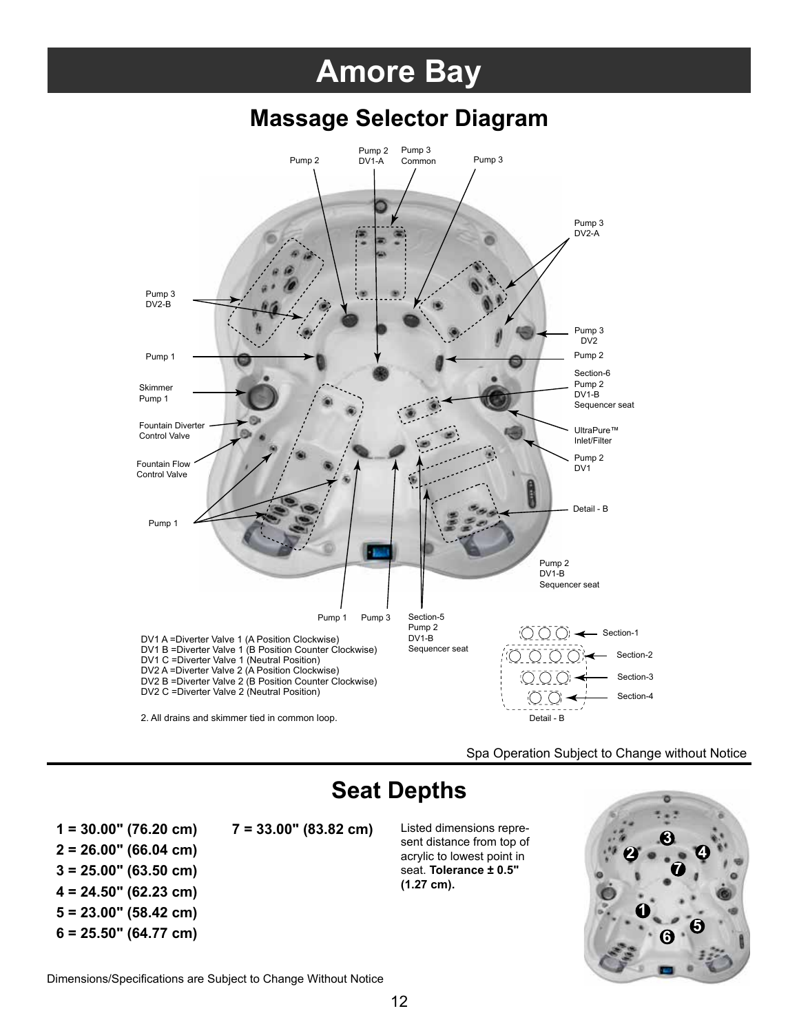# Amore Bay

## Massage Selector Diagram

DV1 A =Diverter Valve 1 (A Position Clockwise)
DV1 B =Diverter Valve 1 (B Position Counter Clockwise)
DV1 C =Diverter Valve 1 (Neutral Position)
DV2 A =Diverter Valve 2 (A Position Clockwise)
DV2 B =Diverter Valve 2 (B Position Counter Clockwise)
DV2 C =Diverter Valve 2 (Neutral Position)

2. All drains and skimmer tied in common loop.

Spa Operation Subject to Change without Notice

## Seat Depths

**1 = 30.00" (76.20 cm)**
**2 = 26.00" (66.04 cm)**
**3 = 25.00" (63.50 cm)**
**4 = 24.50" (62.23 cm)**
**5 = 23.00" (58.42 cm)**
**6 = 25.50" (64.77 cm)**
**7 = 33.00" (83.82 cm)**

Listed dimensions represent distance from top of acrylic to lowest point in seat. **Tolerance ± 0.5" (1.27 cm).**

Dimensions/Specifications are Subject to Change Without Notice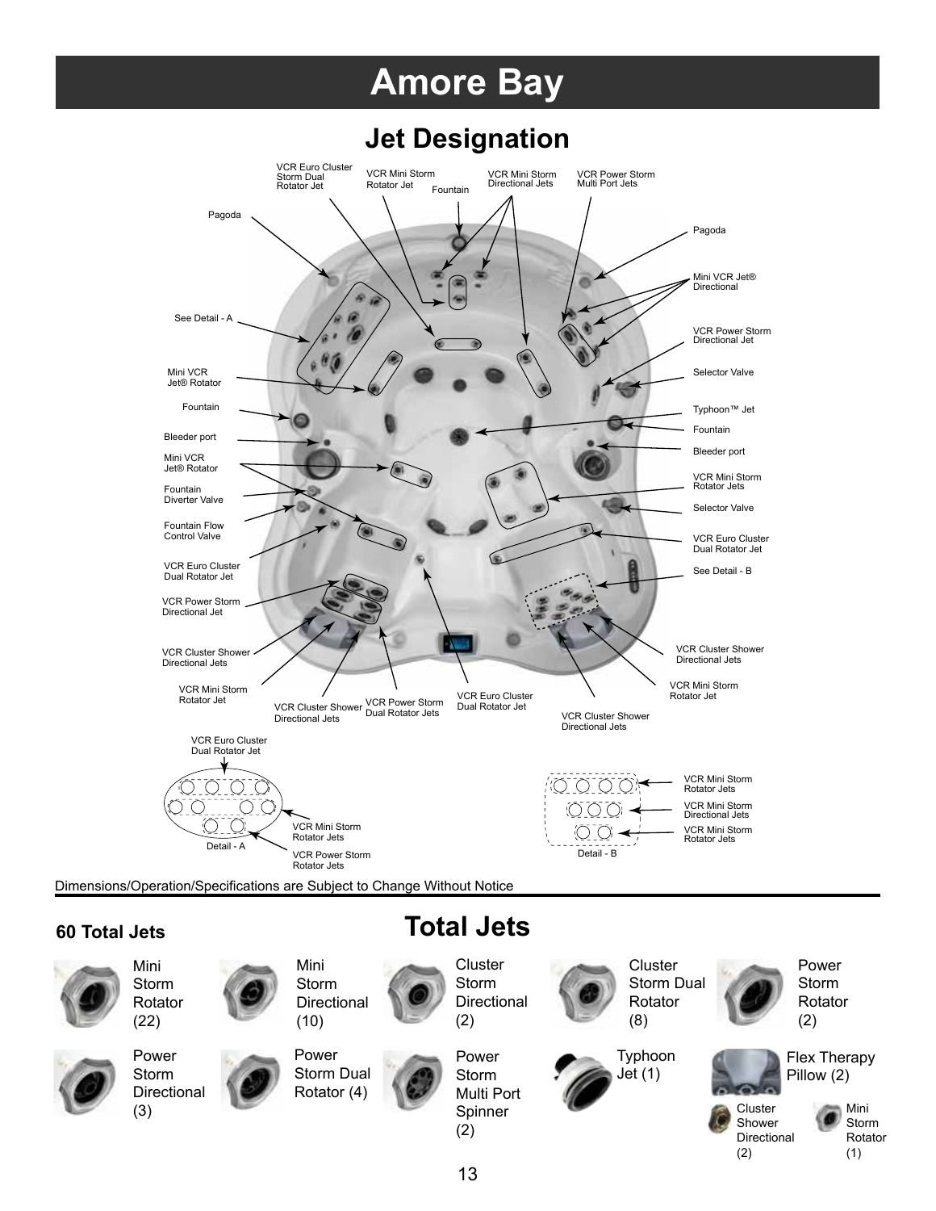# Amore Bay

## Jet Designation

VCR Euro Cluster Storm Dual Rotator Jet

VCR Mini Storm Rotator Jet

Fountain

VCR Mini Storm Directional Jets

VCR Power Storm Multi Port Jets

Pagoda

Pagoda

Mini VCR Jet® Directional

See Detail - A

VCR Power Storm Directional Jet

Mini VCR Jet® Rotator

Selector Valve

Fountain

Typhoon™ Jet

Fountain

Bleeder port

Bleeder port

Mini VCR Jet® Rotator

VCR Mini Storm Rotator Jets

Fountain Diverter Valve

Selector Valve

Fountain Flow Control Valve

VCR Euro Cluster Dual Rotator Jet

VCR Euro Cluster Dual Rotator Jet

See Detail - B

VCR Power Storm Directional Jet

VCR Cluster Shower Directional Jets

VCR Cluster Shower Directional Jets

VCR Mini Storm Rotator Jet

VCR Mini Storm Rotator Jet

VCR Cluster Shower Directional Jets

VCR Power Storm Dual Rotator Jets

VCR Euro Cluster Dual Rotator Jet

VCR Cluster Shower Directional Jets

VCR Euro Cluster Dual Rotator Jet

VCR Mini Storm Rotator Jets

VCR Power Storm Rotator Jets

Detail - A

VCR Mini Storm Rotator Jets

VCR Mini Storm Directional Jets

VCR Mini Storm Rotator Jets

Detail - B

Dimensions/Operation/Specifications are Subject to Change Without Notice

## Total Jets

**60 Total Jets**

- Mini Storm Rotator (22)
- Mini Storm Directional (10)
- Cluster Storm Directional (2)
- Cluster Storm Dual Rotator (8)
- Power Storm Rotator (2)
- Power Storm Directional (3)
- Power Storm Dual Rotator (4)
- Power Storm Multi Port Spinner (2)
- Typhoon Jet (1)
- Flex Therapy Pillow (2)
  - Cluster Shower Directional (2)
  - Mini Storm Rotator (1)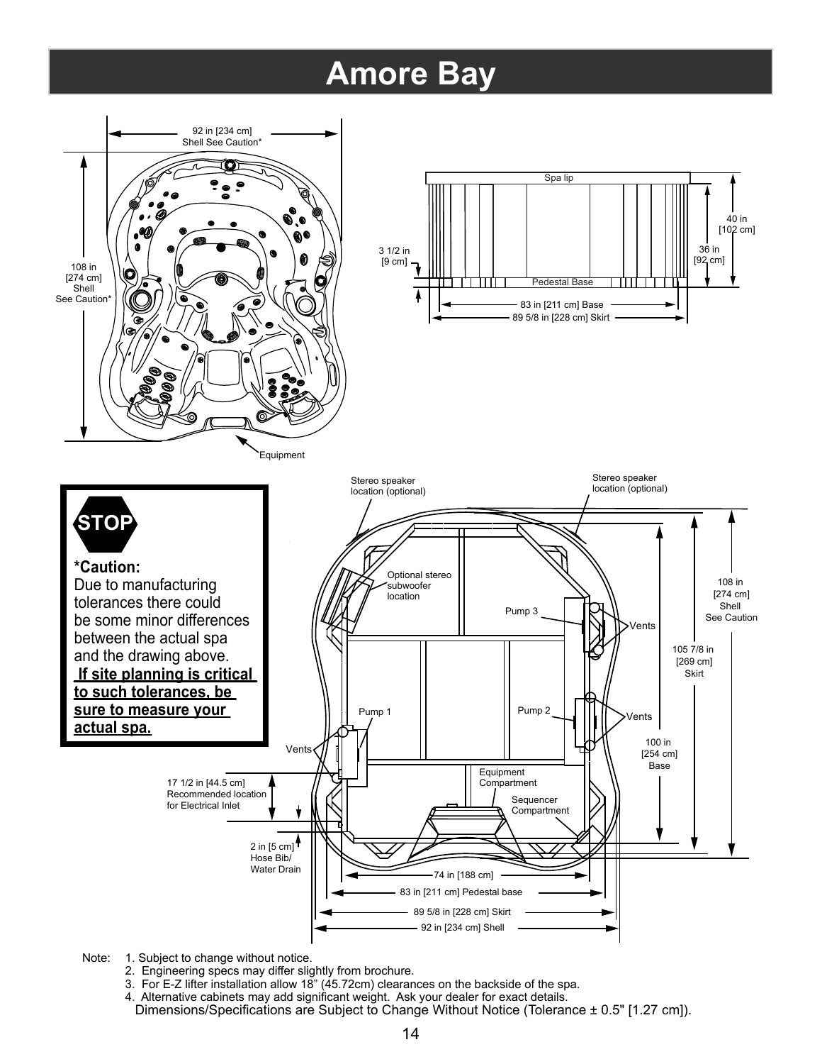# Amore Bay

92 in [234 cm]
Shell See Caution*

108 in
[274 cm]
Shell
See Caution*

Equipment

Spa lip

Pedestal Base

3 1/2 in
[9 cm]

40 in
[102 cm]

36 in
[92 cm]

83 in [211 cm] Base

89 5/8 in [228 cm] Skirt

Stereo speaker location (optional)

Stereo speaker location (optional)

Optional stereo subwoofer location

Pump 3

Vents

Pump 1

Pump 2

Vents

Vents

Equipment Compartment

Sequencer Compartment

108 in
[274 cm]
Shell
See Caution

105 7/8 in
[269 cm]
Skirt

100 in
[254 cm]
Base

17 1/2 in [44.5 cm]
Recommended location for Electrical Inlet

2 in [5 cm]
Hose Bib/
Water Drain

74 in [188 cm]

83 in [211 cm] Pedestal base

89 5/8 in [228 cm] Skirt

92 in [234 cm] Shell

STOP

**\*Caution:**
Due to manufacturing tolerances there could be some minor differences between the actual spa and the drawing above.
**If site planning is critical to such tolerances, be sure to measure your actual spa.**

Note:
1. Subject to change without notice.
2. Engineering specs may differ slightly from brochure.
3. For E-Z lifter installation allow 18” (45.72cm) clearances on the backside of the spa.
4. Alternative cabinets may add significant weight. Ask your dealer for exact details.

Dimensions/Specifications are Subject to Change Without Notice (Tolerance ± 0.5" [1.27 cm]).